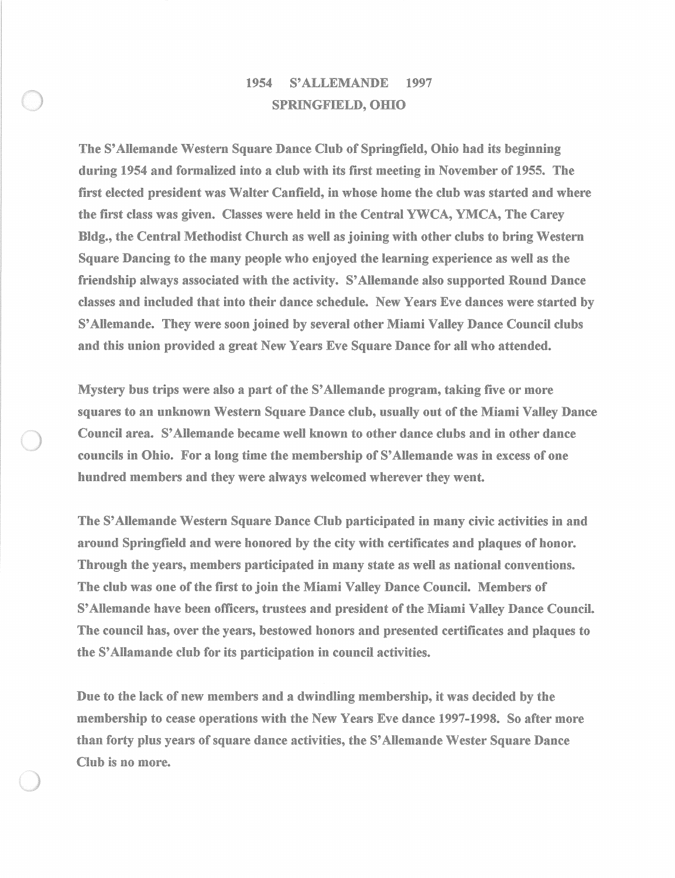# 1954 S'ALLEMANDE 1997

## SPRINGFIELD, OHIO

The S'Allemande Western Square Dance Club of Springfield, Ohio had its beginning during 1954 and formalized into a club with its first meeting in November of 1955. The first elected president was Walter Canfield, in whose home the club was started and where the first class was given. Classes were held in the Central YWCA, YMCA, The Carey Bldg., the Central Methodist Church as well as joining with other clubs to bring Western Square Dancing to the many people who enjoyed the learning experience as well as the friendship always associated with the activity. S'Allemande also supported Round Dance classes and included that into their dance schedule. New Years Eve dances were started by S'Allemande. They were soon joined by several other Miami Valley Dance Council clubs and this union provided a great New Years Eve Square Dance for all who attended.

Mystery bus trips were also a part of the S'Allemande program, taking five or more squares to an unknown Western Square Dance club, usually out of the Miami Valley Dance Council area. S'Allemande became well known to other dance clubs and in other dance councils in Ohio. For a long time the membership of S'Allemande was in excess of one hundred members and they were always welcomed wherever they went.

The S'Allemande Western Square Dance Club participated in many civic activities in and around Springfield and were honored by the city with certificates and plaques of honor. Through the years, members participated in many state as well as national conventions. The club was one of the first to join the Miami Valley Dance Council. Members of S'Allemande have been officers, trustees and president of the Miami Valley Dance Council. The council has, over the years, bestowed honors and presented certificates and plaques to the S'Allamande club for its participation in council activities.

Due to the lack of new members and a dwindling membership, it was decided by the membership to cease operations with the New Years Eve dance 1997-1998. So after more than forty plus years of square dance activities, the S'Allemande Wester Square Dance Club is no more.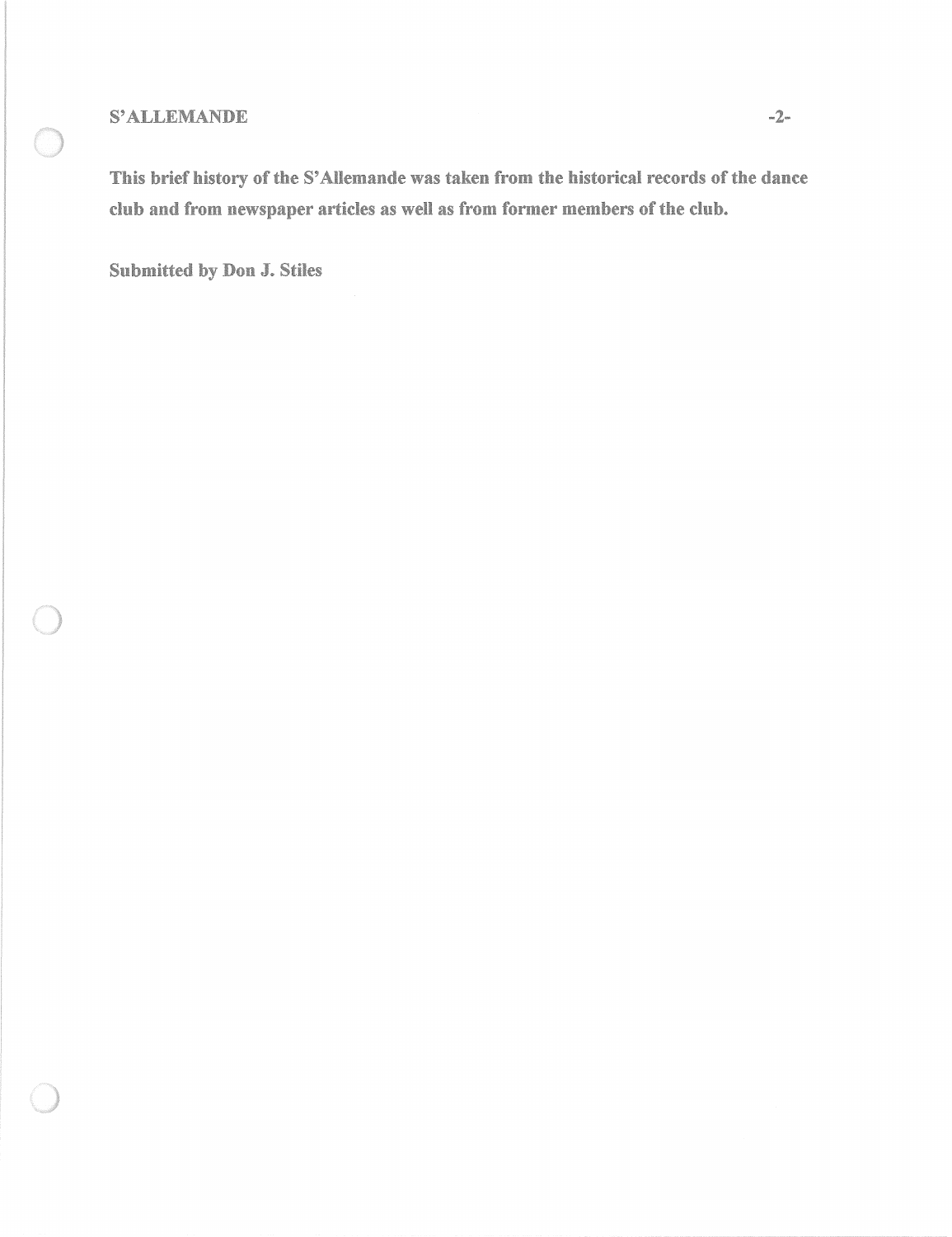This brief history of the S'Allemande was taken from the historical records of the dance club and from newspaper articles as well as from former members of the club.

Submitted by Don J. Stiles